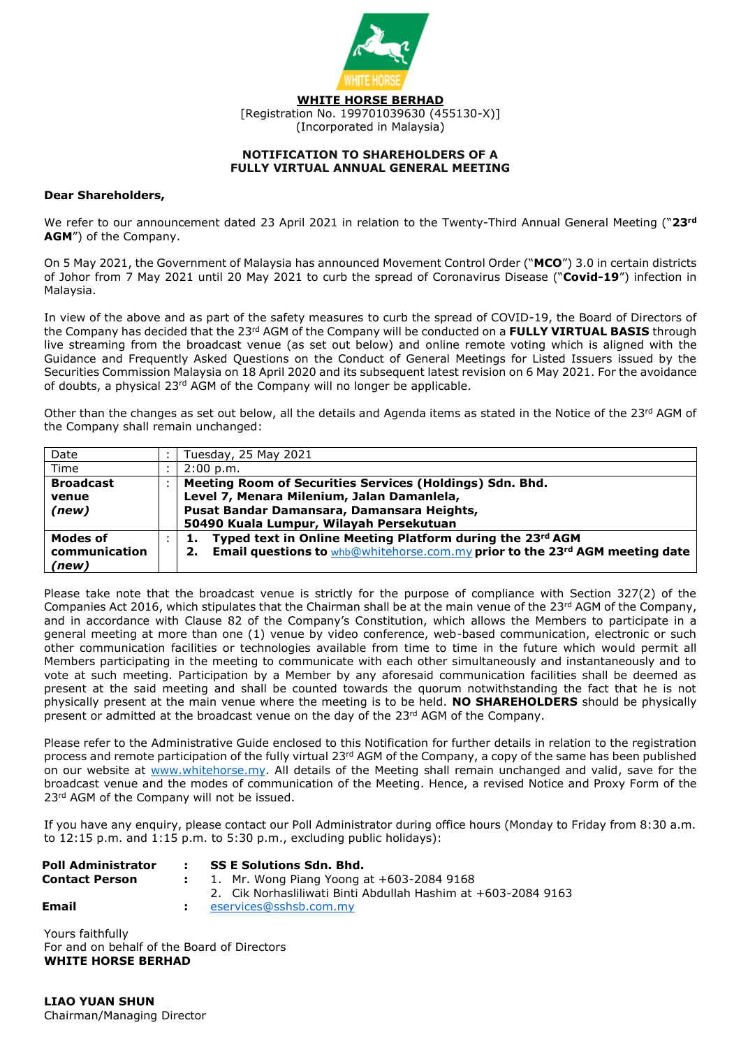**WHITE HORSE BERHAD**

[Registration No. 199701039630 (455130-X)]
(Incorporated in Malaysia)

**NOTIFICATION TO SHAREHOLDERS OF A FULLY VIRTUAL ANNUAL GENERAL MEETING**

**Dear Shareholders,**

We refer to our announcement dated 23 April 2021 in relation to the Twenty-Third Annual General Meeting ("**23rd AGM**") of the Company.

On 5 May 2021, the Government of Malaysia has announced Movement Control Order ("**MCO**") 3.0 in certain districts of Johor from 7 May 2021 until 20 May 2021 to curb the spread of Coronavirus Disease ("**Covid-19**") infection in Malaysia.

In view of the above and as part of the safety measures to curb the spread of COVID-19, the Board of Directors of the Company has decided that the 23rd AGM of the Company will be conducted on a **FULLY VIRTUAL BASIS** through live streaming from the broadcast venue (as set out below) and online remote voting which is aligned with the Guidance and Frequently Asked Questions on the Conduct of General Meetings for Listed Issuers issued by the Securities Commission Malaysia on 18 April 2020 and its subsequent latest revision on 6 May 2021. For the avoidance of doubts, a physical 23rd AGM of the Company will no longer be applicable.

Other than the changes as set out below, all the details and Agenda items as stated in the Notice of the 23rd AGM of the Company shall remain unchanged:

| | | |
|---|---|---|
| Date | : | Tuesday, 25 May 2021 |
| Time | : | 2:00 p.m. |
| **Broadcast venue *(new)*** | : | **Meeting Room of Securities Services (Holdings) Sdn. Bhd. Level 7, Menara Milenium, Jalan Damanlela, Pusat Bandar Damansara, Damansara Heights, 50490 Kuala Lumpur, Wilayah Persekutuan** |
| **Modes of communication *(new)*** | : | **1. Typed text in Online Meeting Platform during the 23rd AGM**<br>**2. Email questions to** whb@whitehorse.com.my **prior to the 23rd AGM meeting date** |

Please take note that the broadcast venue is strictly for the purpose of compliance with Section 327(2) of the Companies Act 2016, which stipulates that the Chairman shall be at the main venue of the 23rd AGM of the Company, and in accordance with Clause 82 of the Company's Constitution, which allows the Members to participate in a general meeting at more than one (1) venue by video conference, web-based communication, electronic or such other communication facilities or technologies available from time to time in the future which would permit all Members participating in the meeting to communicate with each other simultaneously and instantaneously and to vote at such meeting. Participation by a Member by any aforesaid communication facilities shall be deemed as present at the said meeting and shall be counted towards the quorum notwithstanding the fact that he is not physically present at the main venue where the meeting is to be held. **NO SHAREHOLDERS** should be physically present or admitted at the broadcast venue on the day of the 23rd AGM of the Company.

Please refer to the Administrative Guide enclosed to this Notification for further details in relation to the registration process and remote participation of the fully virtual 23rd AGM of the Company, a copy of the same has been published on our website at www.whitehorse.my. All details of the Meeting shall remain unchanged and valid, save for the broadcast venue and the modes of communication of the Meeting. Hence, a revised Notice and Proxy Form of the 23rd AGM of the Company will not be issued.

If you have any enquiry, please contact our Poll Administrator during office hours (Monday to Friday from 8:30 a.m. to 12:15 p.m. and 1:15 p.m. to 5:30 p.m., excluding public holidays):

| | | |
|---|---|---|
| **Poll Administrator** | : | **SS E Solutions Sdn. Bhd.** |
| **Contact Person** | : | 1. Mr. Wong Piang Yoong at +603-2084 9168<br>2. Cik Norhasliliwati Binti Abdullah Hashim at +603-2084 9163 |
| **Email** | : | eservices@sshsb.com.my |

Yours faithfully
For and on behalf of the Board of Directors
**WHITE HORSE BERHAD**

**LIAO YUAN SHUN**
Chairman/Managing Director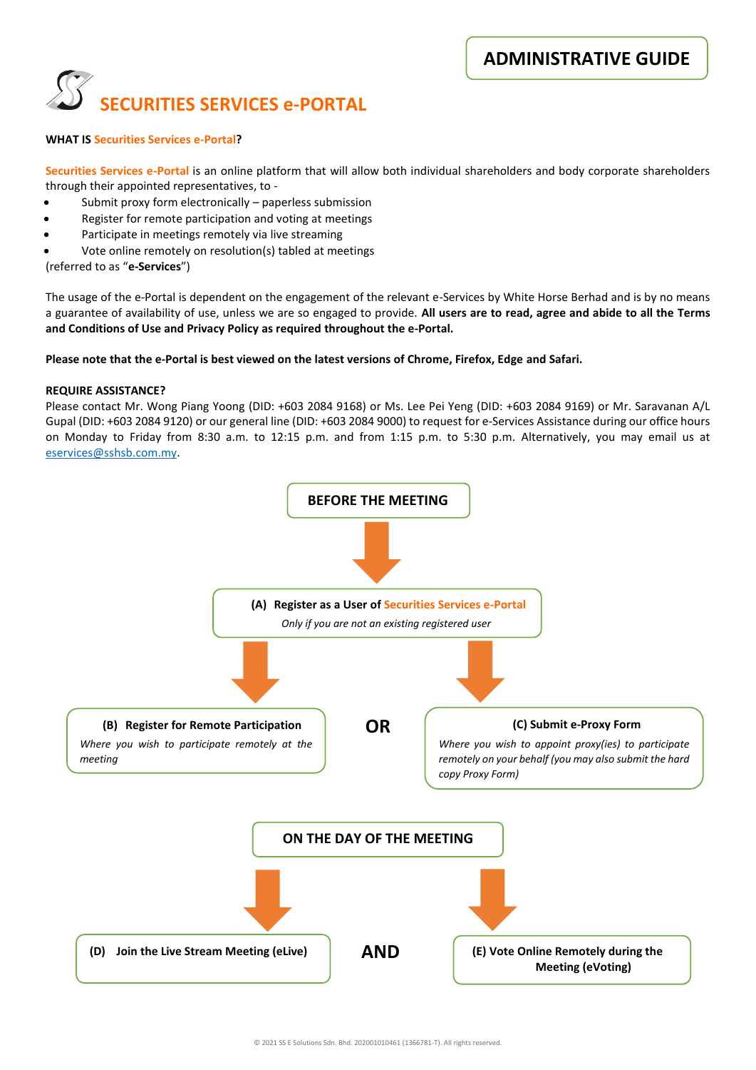# ADMINISTRATIVE GUIDE

## SECURITIES SERVICES e-PORTAL

**WHAT IS Securities Services e-Portal?**

Securities Services e-Portal is an online platform that will allow both individual shareholders and body corporate shareholders through their appointed representatives, to -

- Submit proxy form electronically – paperless submission
- Register for remote participation and voting at meetings
- Participate in meetings remotely via live streaming
- Vote online remotely on resolution(s) tabled at meetings

(referred to as "**e-Services**")

The usage of the e-Portal is dependent on the engagement of the relevant e-Services by White Horse Berhad and is by no means a guarantee of availability of use, unless we are so engaged to provide. **All users are to read, agree and abide to all the Terms and Conditions of Use and Privacy Policy as required throughout the e-Portal.**

**Please note that the e-Portal is best viewed on the latest versions of Chrome, Firefox, Edge and Safari.**

**REQUIRE ASSISTANCE?**

Please contact Mr. Wong Piang Yoong (DID: +603 2084 9168) or Ms. Lee Pei Yeng (DID: +603 2084 9169) or Mr. Saravanan A/L Gupal (DID: +603 2084 9120) or our general line (DID: +603 2084 9000) to request for e-Services Assistance during our office hours on Monday to Friday from 8:30 a.m. to 12:15 p.m. and from 1:15 p.m. to 5:30 p.m. Alternatively, you may email us at eservices@sshsb.com.my.

**BEFORE THE MEETING**

**(A) Register as a User of Securities Services e-Portal**
*Only if you are not an existing registered user*

**(B) Register for Remote Participation**
*Where you wish to participate remotely at the meeting*

**OR**

**(C) Submit e-Proxy Form**
*Where you wish to appoint proxy(ies) to participate remotely on your behalf (you may also submit the hard copy Proxy Form)*

**ON THE DAY OF THE MEETING**

**(D) Join the Live Stream Meeting (eLive)**

**AND**

**(E) Vote Online Remotely during the Meeting (eVoting)**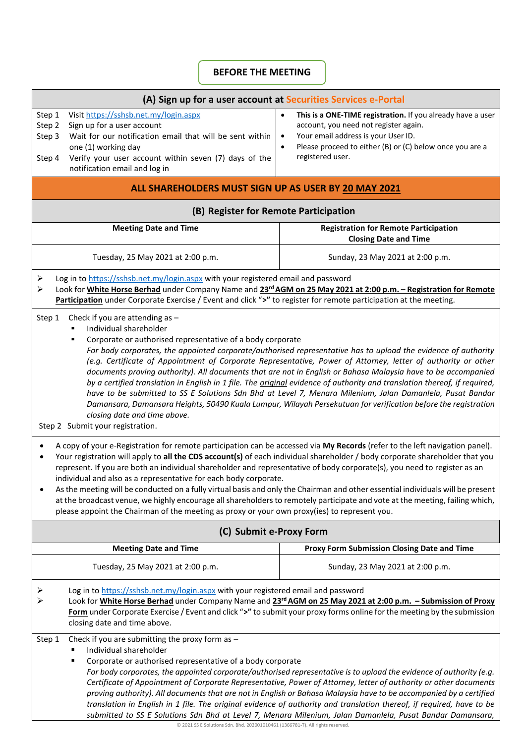# BEFORE THE MEETING

## (A) Sign up for a user account at Securities Services e-Portal

Step 1 Visit https://sshsb.net.my/login.aspx

Step 2 Sign up for a user account

Step 3 Wait for our notification email that will be sent within one (1) working day

Step 4 Verify your user account within seven (7) days of the notification email and log in

- **This is a ONE-TIME registration.** If you already have a user account, you need not register again.
- Your email address is your User ID.
- Please proceed to either (B) or (C) below once you are a registered user.

**ALL SHAREHOLDERS MUST SIGN UP AS USER BY 20 MAY 2021**

## (B) Register for Remote Participation

| Meeting Date and Time | Registration for Remote Participation Closing Date and Time |
|---|---|
| Tuesday, 25 May 2021 at 2:00 p.m. | Sunday, 23 May 2021 at 2:00 p.m. |

- Log in to https://sshsb.net.my/login.aspx with your registered email and password
- Look for **White Horse Berhad** under Company Name and **23rd AGM on 25 May 2021 at 2:00 p.m. – Registration for Remote Participation** under Corporate Exercise / Event and click "**>**" to register for remote participation at the meeting.

Step 1 Check if you are attending as –
- Individual shareholder
- Corporate or authorised representative of a body corporate

  *For body corporates, the appointed corporate/authorised representative has to upload the evidence of authority (e.g. Certificate of Appointment of Corporate Representative, Power of Attorney, letter of authority or other documents proving authority). All documents that are not in English or Bahasa Malaysia have to be accompanied by a certified translation in English in 1 file. The original evidence of authority and translation thereof, if required, have to be submitted to SS E Solutions Sdn Bhd at Level 7, Menara Milenium, Jalan Damanlela, Pusat Bandar Damansara, Damansara Heights, 50490 Kuala Lumpur, Wilayah Persekutuan for verification before the registration closing date and time above.*

Step 2 Submit your registration.

- A copy of your e-Registration for remote participation can be accessed via **My Records** (refer to the left navigation panel).
- Your registration will apply to **all the CDS account(s)** of each individual shareholder / body corporate shareholder that you represent. If you are both an individual shareholder and representative of body corporate(s), you need to register as an individual and also as a representative for each body corporate.
- As the meeting will be conducted on a fully virtual basis and only the Chairman and other essential individuals will be present at the broadcast venue, we highly encourage all shareholders to remotely participate and vote at the meeting, failing which, please appoint the Chairman of the meeting as proxy or your own proxy(ies) to represent you.

## (C) Submit e-Proxy Form

| Meeting Date and Time | Proxy Form Submission Closing Date and Time |
|---|---|
| Tuesday, 25 May 2021 at 2:00 p.m. | Sunday, 23 May 2021 at 2:00 p.m. |

- Log in to https://sshsb.net.my/login.aspx with your registered email and password
- Look for **White Horse Berhad** under Company Name and **23rd AGM on 25 May 2021 at 2:00 p.m. – Submission of Proxy Form** under Corporate Exercise / Event and click "**>**" to submit your proxy forms online for the meeting by the submission closing date and time above.

Step 1 Check if you are submitting the proxy form as –
- Individual shareholder
- Corporate or authorised representative of a body corporate

  *For body corporates, the appointed corporate/authorised representative is to upload the evidence of authority (e.g. Certificate of Appointment of Corporate Representative, Power of Attorney, letter of authority or other documents proving authority). All documents that are not in English or Bahasa Malaysia have to be accompanied by a certified translation in English in 1 file. The original evidence of authority and translation thereof, if required, have to be submitted to SS E Solutions Sdn Bhd at Level 7, Menara Milenium, Jalan Damanlela, Pusat Bandar Damansara,*

© 2021 SS E Solutions Sdn. Bhd. 202001010461 (1366781-T). All rights reserved.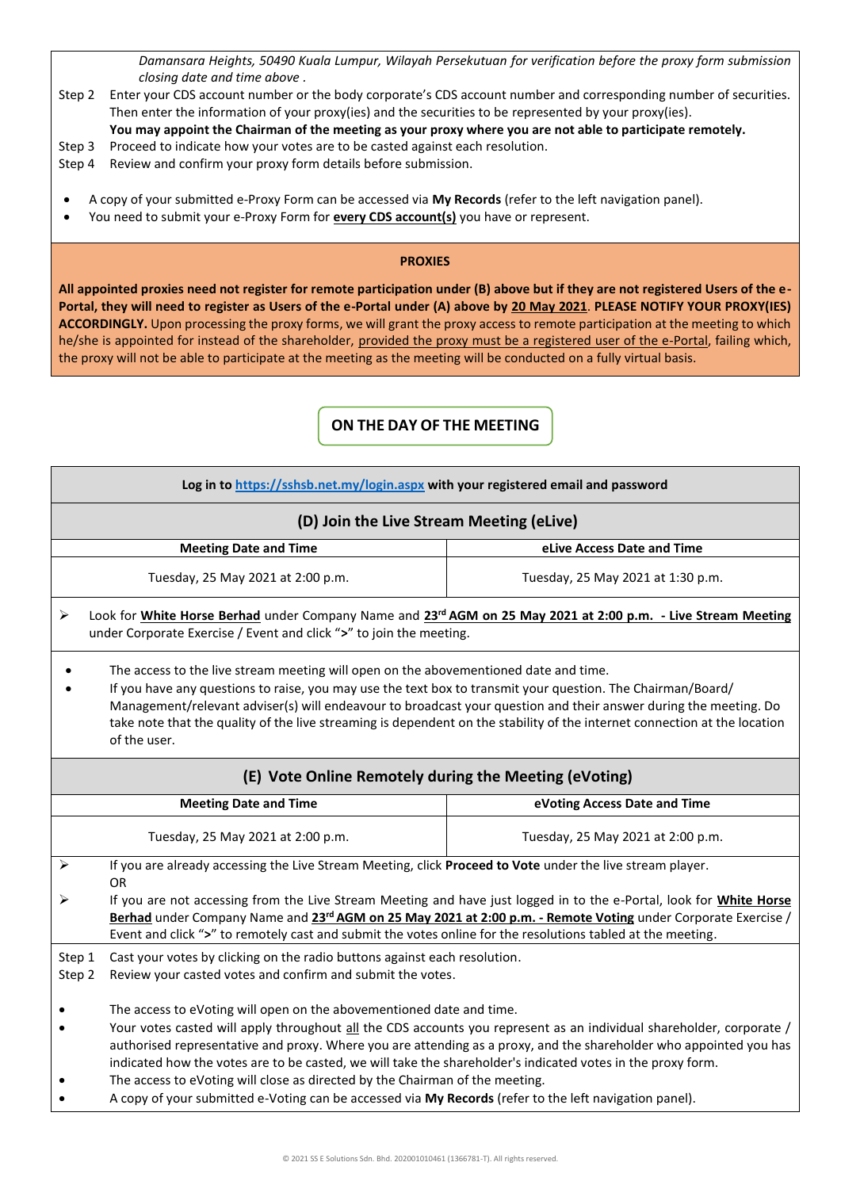*Damansara Heights, 50490 Kuala Lumpur, Wilayah Persekutuan for verification before the proxy form submission closing date and time above .*

Step 2 Enter your CDS account number or the body corporate's CDS account number and corresponding number of securities. Then enter the information of your proxy(ies) and the securities to be represented by your proxy(ies).
**You may appoint the Chairman of the meeting as your proxy where you are not able to participate remotely.**

Step 3 Proceed to indicate how your votes are to be casted against each resolution.

Step 4 Review and confirm your proxy form details before submission.

- A copy of your submitted e-Proxy Form can be accessed via **My Records** (refer to the left navigation panel).
- You need to submit your e-Proxy Form for **every CDS account(s)** you have or represent.

**PROXIES**

**All appointed proxies need not register for remote participation under (B) above but if they are not registered Users of the e-Portal, they will need to register as Users of the e-Portal under (A) above by 20 May 2021. PLEASE NOTIFY YOUR PROXY(IES) ACCORDINGLY.** Upon processing the proxy forms, we will grant the proxy access to remote participation at the meeting to which he/she is appointed for instead of the shareholder, provided the proxy must be a registered user of the e-Portal, failing which, the proxy will not be able to participate at the meeting as the meeting will be conducted on a fully virtual basis.

## ON THE DAY OF THE MEETING

**Log in to https://sshsb.net.my/login.aspx with your registered email and password**

### (D) Join the Live Stream Meeting (eLive)

| Meeting Date and Time | eLive Access Date and Time |
|---|---|
| Tuesday, 25 May 2021 at 2:00 p.m. | Tuesday, 25 May 2021 at 1:30 p.m. |

- Look for **White Horse Berhad** under Company Name and **23rd AGM on 25 May 2021 at 2:00 p.m. - Live Stream Meeting** under Corporate Exercise / Event and click "**>**" to join the meeting.

- The access to the live stream meeting will open on the abovementioned date and time.
- If you have any questions to raise, you may use the text box to transmit your question. The Chairman/Board/ Management/relevant adviser(s) will endeavour to broadcast your question and their answer during the meeting. Do take note that the quality of the live streaming is dependent on the stability of the internet connection at the location of the user.

### (E) Vote Online Remotely during the Meeting (eVoting)

| Meeting Date and Time | eVoting Access Date and Time |
|---|---|
| Tuesday, 25 May 2021 at 2:00 p.m. | Tuesday, 25 May 2021 at 2:00 p.m. |

- If you are already accessing the Live Stream Meeting, click **Proceed to Vote** under the live stream player.
OR
- If you are not accessing from the Live Stream Meeting and have just logged in to the e-Portal, look for **White Horse Berhad** under Company Name and **23rd AGM on 25 May 2021 at 2:00 p.m. - Remote Voting** under Corporate Exercise / Event and click "**>**" to remotely cast and submit the votes online for the resolutions tabled at the meeting.

Step 1 Cast your votes by clicking on the radio buttons against each resolution.

Step 2 Review your casted votes and confirm and submit the votes.

- The access to eVoting will open on the abovementioned date and time.
- Your votes casted will apply throughout all the CDS accounts you represent as an individual shareholder, corporate / authorised representative and proxy. Where you are attending as a proxy, and the shareholder who appointed you has indicated how the votes are to be casted, we will take the shareholder's indicated votes in the proxy form.
- The access to eVoting will close as directed by the Chairman of the meeting.
- A copy of your submitted e-Voting can be accessed via **My Records** (refer to the left navigation panel).

© 2021 SS E Solutions Sdn. Bhd. 202001010461 (1366781-T). All rights reserved.